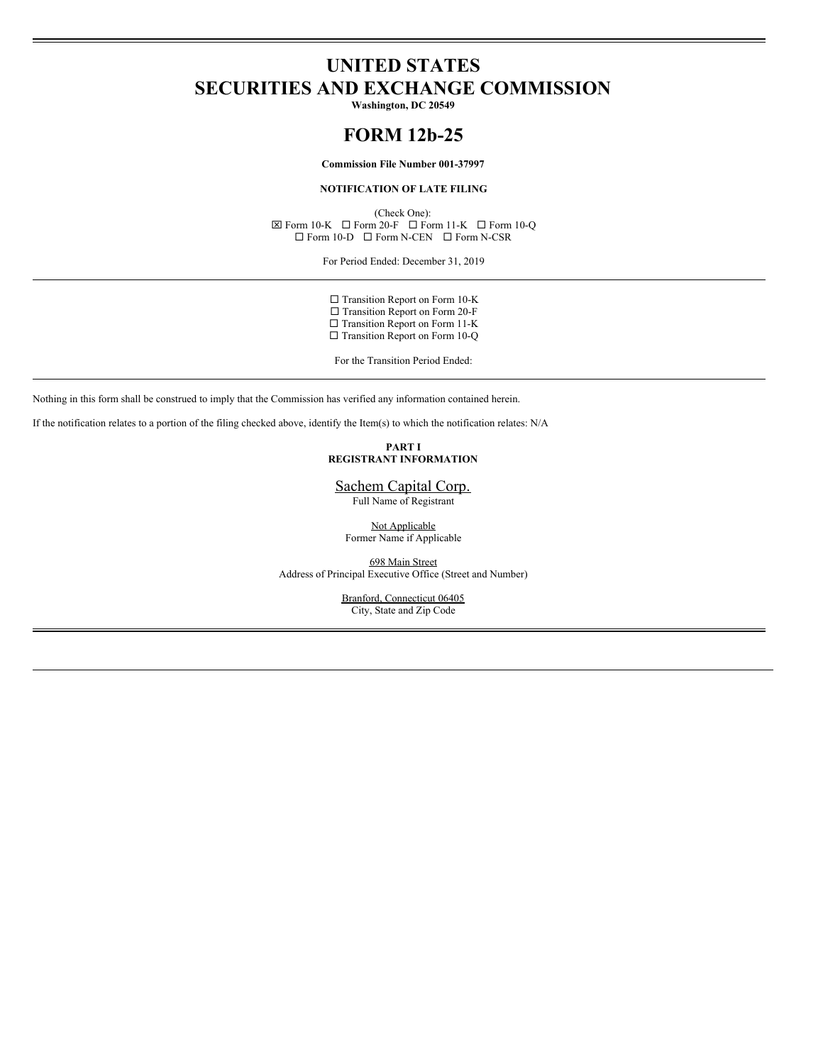# UNITED STATES
# SECURITIES AND EXCHANGE COMMISSION

**Washington, DC 20549**

# FORM 12b-25

**Commission File Number 001-37997**

**NOTIFICATION OF LATE FILING**

(Check One):
☒ Form 10-K ☐ Form 20-F ☐ Form 11-K ☐ Form 10-Q
☐ Form 10-D ☐ Form N-CEN ☐ Form N-CSR

For Period Ended: December 31, 2019

---

☐ Transition Report on Form 10-K
☐ Transition Report on Form 20-F
☐ Transition Report on Form 11-K
☐ Transition Report on Form 10-Q

For the Transition Period Ended:

---

Nothing in this form shall be construed to imply that the Commission has verified any information contained herein.

If the notification relates to a portion of the filing checked above, identify the Item(s) to which the notification relates: N/A

**PART I**
**REGISTRANT INFORMATION**

Sachem Capital Corp.
Full Name of Registrant

Not Applicable
Former Name if Applicable

698 Main Street
Address of Principal Executive Office (Street and Number)

Branford, Connecticut 06405
City, State and Zip Code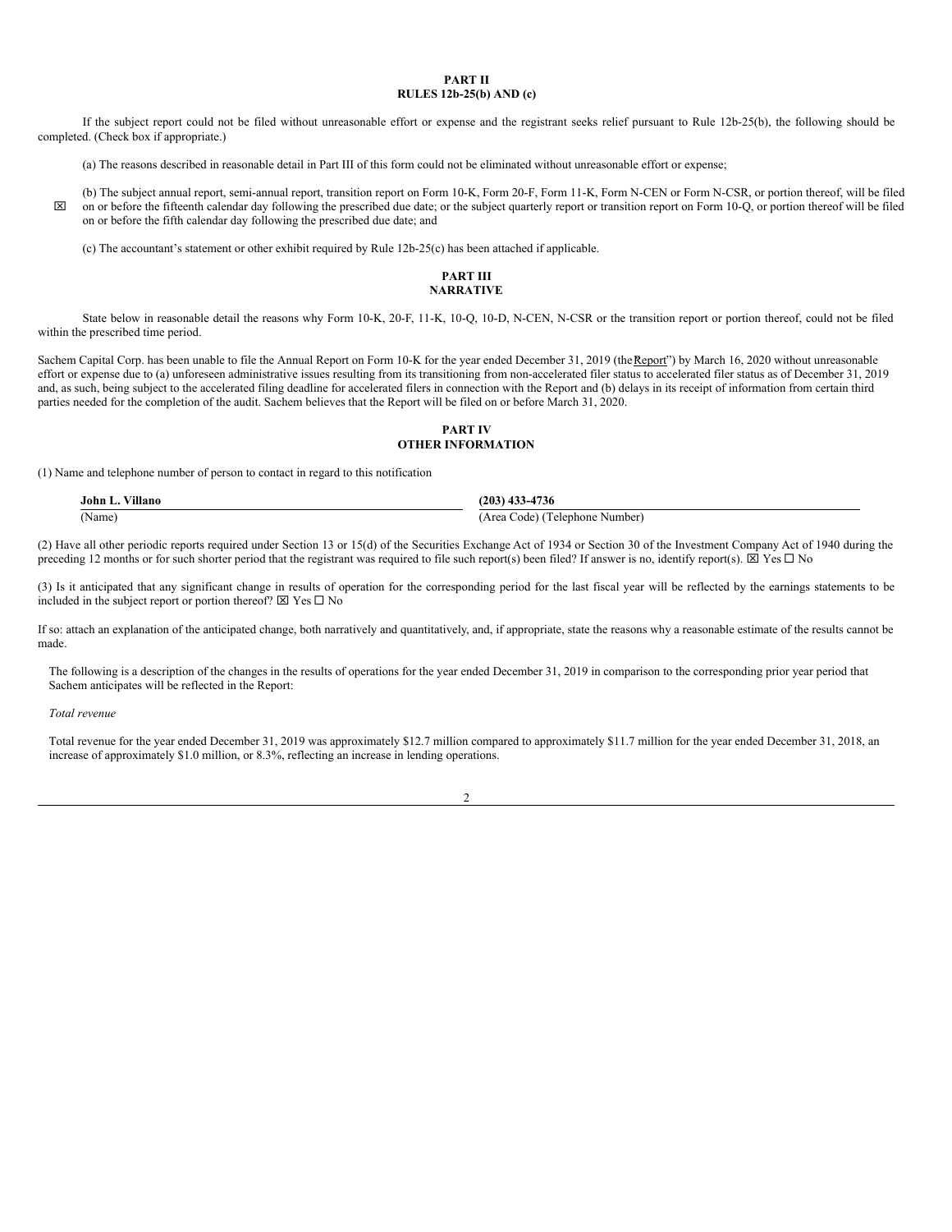**PART II**
**RULES 12b-25(b) AND (c)**

If the subject report could not be filed without unreasonable effort or expense and the registrant seeks relief pursuant to Rule 12b-25(b), the following should be completed. (Check box if appropriate.)

(a) The reasons described in reasonable detail in Part III of this form could not be eliminated without unreasonable effort or expense;

☒ (b) The subject annual report, semi-annual report, transition report on Form 10-K, Form 20-F, Form 11-K, Form N-CEN or Form N-CSR, or portion thereof, will be filed on or before the fifteenth calendar day following the prescribed due date; or the subject quarterly report or transition report on Form 10-Q, or portion thereof will be filed on or before the fifth calendar day following the prescribed due date; and

(c) The accountant's statement or other exhibit required by Rule 12b-25(c) has been attached if applicable.

**PART III**
**NARRATIVE**

State below in reasonable detail the reasons why Form 10-K, 20-F, 11-K, 10-Q, 10-D, N-CEN, N-CSR or the transition report or portion thereof, could not be filed within the prescribed time period.

Sachem Capital Corp. has been unable to file the Annual Report on Form 10-K for the year ended December 31, 2019 (the "Report") by March 16, 2020 without unreasonable effort or expense due to (a) unforeseen administrative issues resulting from its transitioning from non-accelerated filer status to accelerated filer status as of December 31, 2019 and, as such, being subject to the accelerated filing deadline for accelerated filers in connection with the Report and (b) delays in its receipt of information from certain third parties needed for the completion of the audit. Sachem believes that the Report will be filed on or before March 31, 2020.

**PART IV**
**OTHER INFORMATION**

(1) Name and telephone number of person to contact in regard to this notification

| | |
|---|---|
| **John L. Villano** | **(203) 433-4736** |
| (Name) | (Area Code) (Telephone Number) |

(2) Have all other periodic reports required under Section 13 or 15(d) of the Securities Exchange Act of 1934 or Section 30 of the Investment Company Act of 1940 during the preceding 12 months or for such shorter period that the registrant was required to file such report(s) been filed? If answer is no, identify report(s). ☒ Yes ☐ No

(3) Is it anticipated that any significant change in results of operation for the corresponding period for the last fiscal year will be reflected by the earnings statements to be included in the subject report or portion thereof? ☒ Yes ☐ No

If so: attach an explanation of the anticipated change, both narratively and quantitatively, and, if appropriate, state the reasons why a reasonable estimate of the results cannot be made.

The following is a description of the changes in the results of operations for the year ended December 31, 2019 in comparison to the corresponding prior year period that Sachem anticipates will be reflected in the Report:

*Total revenue*

Total revenue for the year ended December 31, 2019 was approximately $12.7 million compared to approximately $11.7 million for the year ended December 31, 2018, an increase of approximately $1.0 million, or 8.3%, reflecting an increase in lending operations.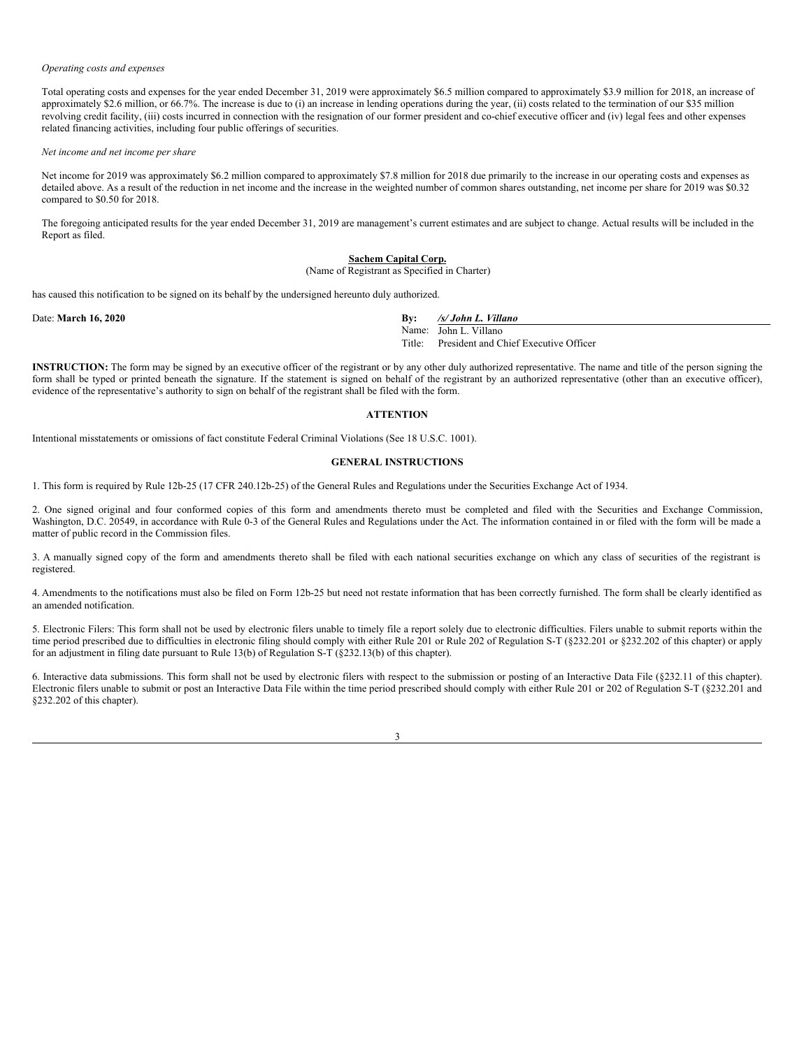*Operating costs and expenses*

Total operating costs and expenses for the year ended December 31, 2019 were approximately $6.5 million compared to approximately $3.9 million for 2018, an increase of approximately $2.6 million, or 66.7%. The increase is due to (i) an increase in lending operations during the year, (ii) costs related to the termination of our $35 million revolving credit facility, (iii) costs incurred in connection with the resignation of our former president and co-chief executive officer and (iv) legal fees and other expenses related financing activities, including four public offerings of securities.

*Net income and net income per share*

Net income for 2019 was approximately $6.2 million compared to approximately $7.8 million for 2018 due primarily to the increase in our operating costs and expenses as detailed above. As a result of the reduction in net income and the increase in the weighted number of common shares outstanding, net income per share for 2019 was $0.32 compared to $0.50 for 2018.

The foregoing anticipated results for the year ended December 31, 2019 are management's current estimates and are subject to change. Actual results will be included in the Report as filed.

**Sachem Capital Corp.**

(Name of Registrant as Specified in Charter)

has caused this notification to be signed on its behalf by the undersigned hereunto duly authorized.

Date: **March 16, 2020**

**By:** ***/s/ John L. Villano***

Name: John L. Villano

Title: President and Chief Executive Officer

**INSTRUCTION:** The form may be signed by an executive officer of the registrant or by any other duly authorized representative. The name and title of the person signing the form shall be typed or printed beneath the signature. If the statement is signed on behalf of the registrant by an authorized representative (other than an executive officer), evidence of the representative's authority to sign on behalf of the registrant shall be filed with the form.

**ATTENTION**

Intentional misstatements or omissions of fact constitute Federal Criminal Violations (See 18 U.S.C. 1001).

**GENERAL INSTRUCTIONS**

1. This form is required by Rule 12b-25 (17 CFR 240.12b-25) of the General Rules and Regulations under the Securities Exchange Act of 1934.

2. One signed original and four conformed copies of this form and amendments thereto must be completed and filed with the Securities and Exchange Commission, Washington, D.C. 20549, in accordance with Rule 0-3 of the General Rules and Regulations under the Act. The information contained in or filed with the form will be made a matter of public record in the Commission files.

3. A manually signed copy of the form and amendments thereto shall be filed with each national securities exchange on which any class of securities of the registrant is registered.

4. Amendments to the notifications must also be filed on Form 12b-25 but need not restate information that has been correctly furnished. The form shall be clearly identified as an amended notification.

5. Electronic Filers: This form shall not be used by electronic filers unable to timely file a report solely due to electronic difficulties. Filers unable to submit reports within the time period prescribed due to difficulties in electronic filing should comply with either Rule 201 or Rule 202 of Regulation S-T (§232.201 or §232.202 of this chapter) or apply for an adjustment in filing date pursuant to Rule 13(b) of Regulation S-T (§232.13(b) of this chapter).

6. Interactive data submissions. This form shall not be used by electronic filers with respect to the submission or posting of an Interactive Data File (§232.11 of this chapter). Electronic filers unable to submit or post an Interactive Data File within the time period prescribed should comply with either Rule 201 or 202 of Regulation S-T (§232.201 and §232.202 of this chapter).